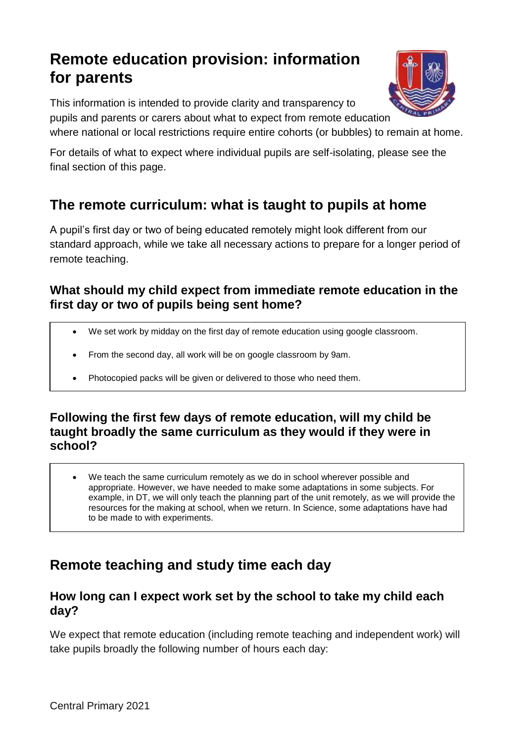# Remote education provision: information for parents

This information is intended to provide clarity and transparency to pupils and parents or carers about what to expect from remote education where national or local restrictions require entire cohorts (or bubbles) to remain at home.

For details of what to expect where individual pupils are self-isolating, please see the final section of this page.

## The remote curriculum: what is taught to pupils at home

A pupil's first day or two of being educated remotely might look different from our standard approach, while we take all necessary actions to prepare for a longer period of remote teaching.

### What should my child expect from immediate remote education in the first day or two of pupils being sent home?

- We set work by midday on the first day of remote education using google classroom.
- From the second day, all work will be on google classroom by 9am.
- Photocopied packs will be given or delivered to those who need them.

### Following the first few days of remote education, will my child be taught broadly the same curriculum as they would if they were in school?

- We teach the same curriculum remotely as we do in school wherever possible and appropriate. However, we have needed to make some adaptations in some subjects. For example, in DT, we will only teach the planning part of the unit remotely, as we will provide the resources for the making at school, when we return. In Science, some adaptations have had to be made to with experiments.

## Remote teaching and study time each day

### How long can I expect work set by the school to take my child each day?

We expect that remote education (including remote teaching and independent work) will take pupils broadly the following number of hours each day: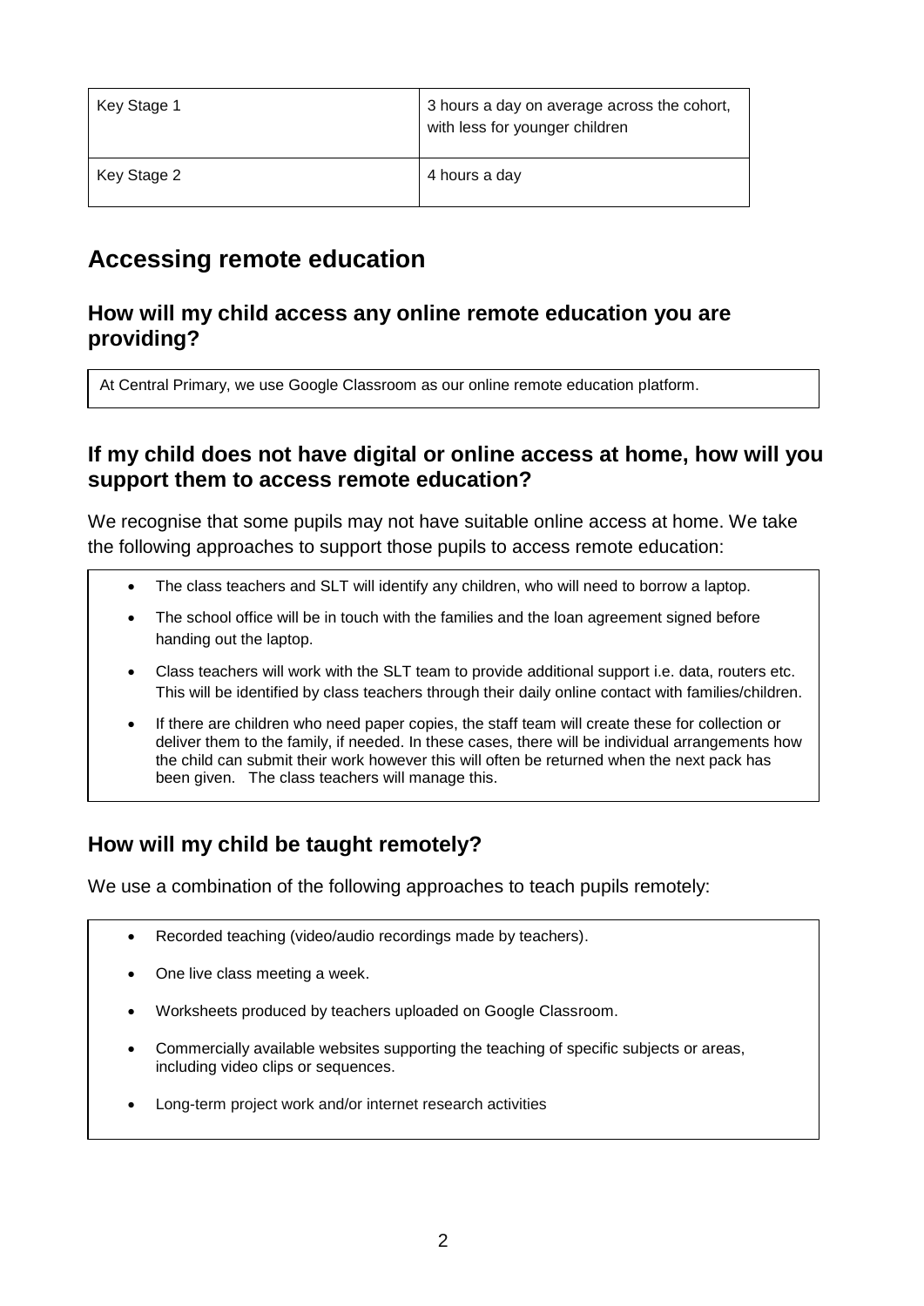| Key Stage 1 | 3 hours a day on average across the cohort, with less for younger children |
| --- | --- |
| Key Stage 2 | 4 hours a day |

## Accessing remote education

### How will my child access any online remote education you are providing?

At Central Primary, we use Google Classroom as our online remote education platform.

### If my child does not have digital or online access at home, how will you support them to access remote education?

We recognise that some pupils may not have suitable online access at home. We take the following approaches to support those pupils to access remote education:

- The class teachers and SLT will identify any children, who will need to borrow a laptop.
- The school office will be in touch with the families and the loan agreement signed before handing out the laptop.
- Class teachers will work with the SLT team to provide additional support i.e. data, routers etc. This will be identified by class teachers through their daily online contact with families/children.
- If there are children who need paper copies, the staff team will create these for collection or deliver them to the family, if needed. In these cases, there will be individual arrangements how the child can submit their work however this will often be returned when the next pack has been given. The class teachers will manage this.

### How will my child be taught remotely?

We use a combination of the following approaches to teach pupils remotely:

- Recorded teaching (video/audio recordings made by teachers).
- One live class meeting a week.
- Worksheets produced by teachers uploaded on Google Classroom.
- Commercially available websites supporting the teaching of specific subjects or areas, including video clips or sequences.
- Long-term project work and/or internet research activities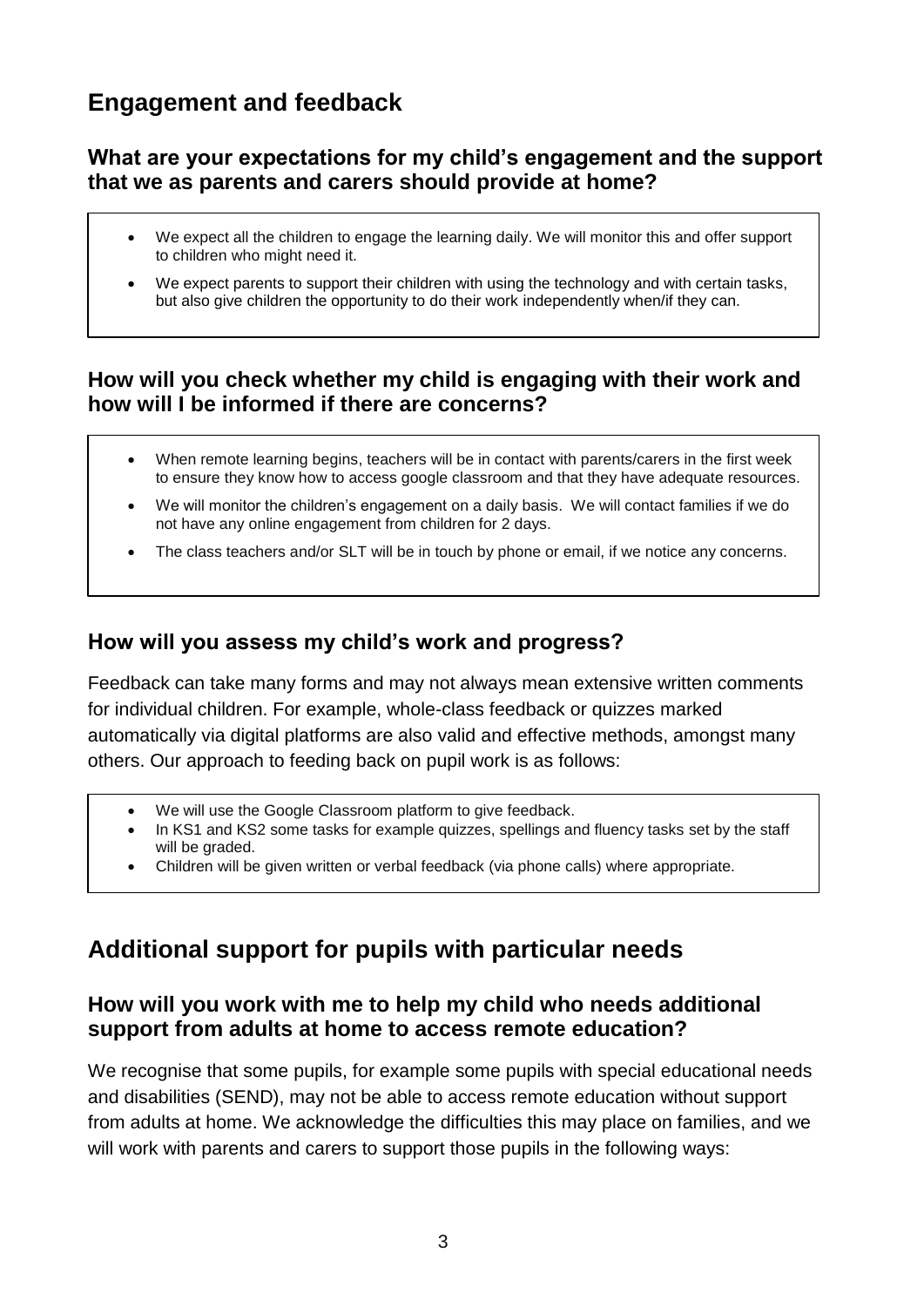## Engagement and feedback

### What are your expectations for my child's engagement and the support that we as parents and carers should provide at home?

- We expect all the children to engage the learning daily. We will monitor this and offer support to children who might need it.
- We expect parents to support their children with using the technology and with certain tasks, but also give children the opportunity to do their work independently when/if they can.

### How will you check whether my child is engaging with their work and how will I be informed if there are concerns?

- When remote learning begins, teachers will be in contact with parents/carers in the first week to ensure they know how to access google classroom and that they have adequate resources.
- We will monitor the children's engagement on a daily basis. We will contact families if we do not have any online engagement from children for 2 days.
- The class teachers and/or SLT will be in touch by phone or email, if we notice any concerns.

### How will you assess my child's work and progress?

Feedback can take many forms and may not always mean extensive written comments for individual children. For example, whole-class feedback or quizzes marked automatically via digital platforms are also valid and effective methods, amongst many others. Our approach to feeding back on pupil work is as follows:

- We will use the Google Classroom platform to give feedback.
- In KS1 and KS2 some tasks for example quizzes, spellings and fluency tasks set by the staff will be graded.
- Children will be given written or verbal feedback (via phone calls) where appropriate.

## Additional support for pupils with particular needs

### How will you work with me to help my child who needs additional support from adults at home to access remote education?

We recognise that some pupils, for example some pupils with special educational needs and disabilities (SEND), may not be able to access remote education without support from adults at home. We acknowledge the difficulties this may place on families, and we will work with parents and carers to support those pupils in the following ways: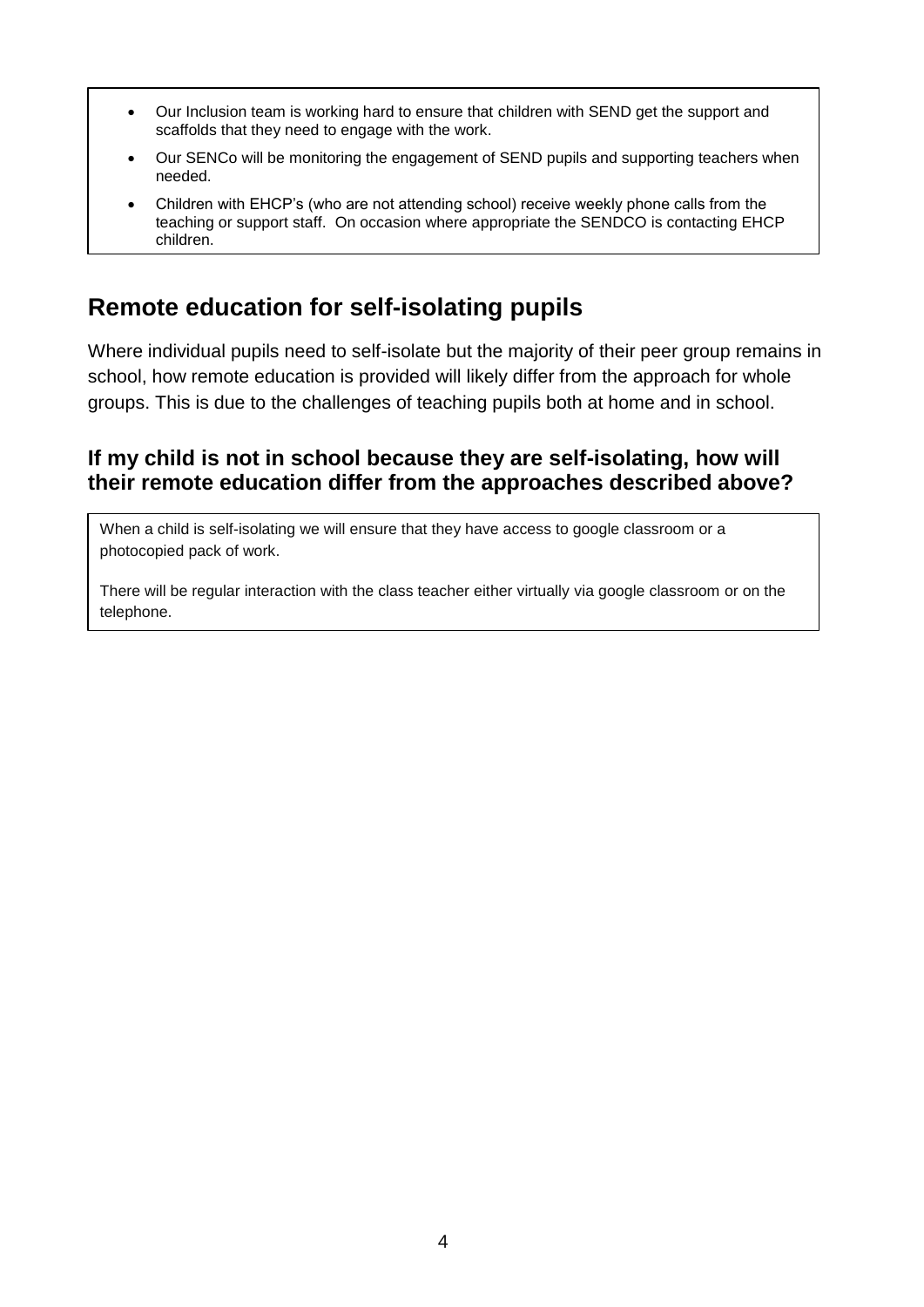- Our Inclusion team is working hard to ensure that children with SEND get the support and scaffolds that they need to engage with the work.
- Our SENCo will be monitoring the engagement of SEND pupils and supporting teachers when needed.
- Children with EHCP's (who are not attending school) receive weekly phone calls from the teaching or support staff. On occasion where appropriate the SENDCO is contacting EHCP children.

## Remote education for self-isolating pupils

Where individual pupils need to self-isolate but the majority of their peer group remains in school, how remote education is provided will likely differ from the approach for whole groups. This is due to the challenges of teaching pupils both at home and in school.

### If my child is not in school because they are self-isolating, how will their remote education differ from the approaches described above?

When a child is self-isolating we will ensure that they have access to google classroom or a photocopied pack of work.

There will be regular interaction with the class teacher either virtually via google classroom or on the telephone.